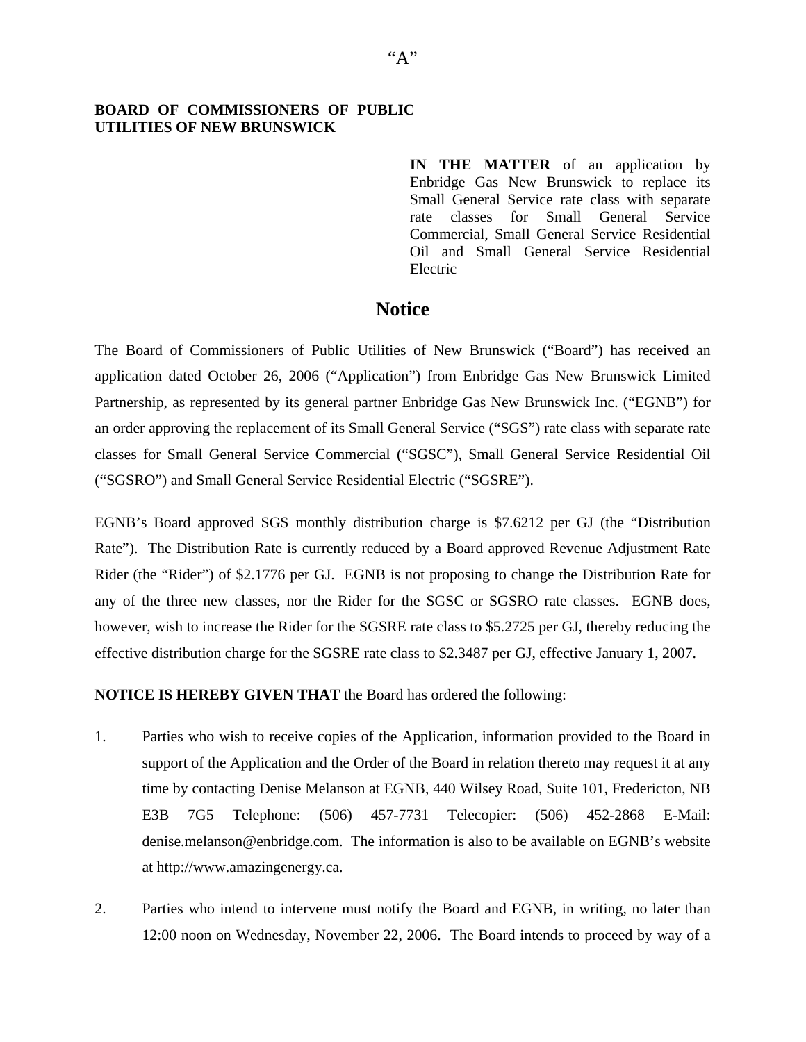“A”

**BOARD OF COMMISSIONERS OF PUBLIC UTILITIES OF NEW BRUNSWICK**

**IN THE MATTER** of an application by Enbridge Gas New Brunswick to replace its Small General Service rate class with separate rate classes for Small General Service Commercial, Small General Service Residential Oil and Small General Service Residential Electric

# Notice

The Board of Commissioners of Public Utilities of New Brunswick (“Board”) has received an application dated October 26, 2006 (“Application”) from Enbridge Gas New Brunswick Limited Partnership, as represented by its general partner Enbridge Gas New Brunswick Inc. (“EGNB”) for an order approving the replacement of its Small General Service (“SGS”) rate class with separate rate classes for Small General Service Commercial (“SGSC”), Small General Service Residential Oil (“SGSRO”) and Small General Service Residential Electric (“SGSRE”).

EGNB’s Board approved SGS monthly distribution charge is $7.6212 per GJ (the “Distribution Rate”). The Distribution Rate is currently reduced by a Board approved Revenue Adjustment Rate Rider (the “Rider”) of $2.1776 per GJ. EGNB is not proposing to change the Distribution Rate for any of the three new classes, nor the Rider for the SGSC or SGSRO rate classes. EGNB does, however, wish to increase the Rider for the SGSRE rate class to $5.2725 per GJ, thereby reducing the effective distribution charge for the SGSRE rate class to $2.3487 per GJ, effective January 1, 2007.

**NOTICE IS HEREBY GIVEN THAT** the Board has ordered the following:

1. Parties who wish to receive copies of the Application, information provided to the Board in support of the Application and the Order of the Board in relation thereto may request it at any time by contacting Denise Melanson at EGNB, 440 Wilsey Road, Suite 101, Fredericton, NB E3B 7G5 Telephone: (506) 457-7731 Telecopier: (506) 452-2868 E-Mail: denise.melanson@enbridge.com. The information is also to be available on EGNB’s website at http://www.amazingenergy.ca.

2. Parties who intend to intervene must notify the Board and EGNB, in writing, no later than 12:00 noon on Wednesday, November 22, 2006. The Board intends to proceed by way of a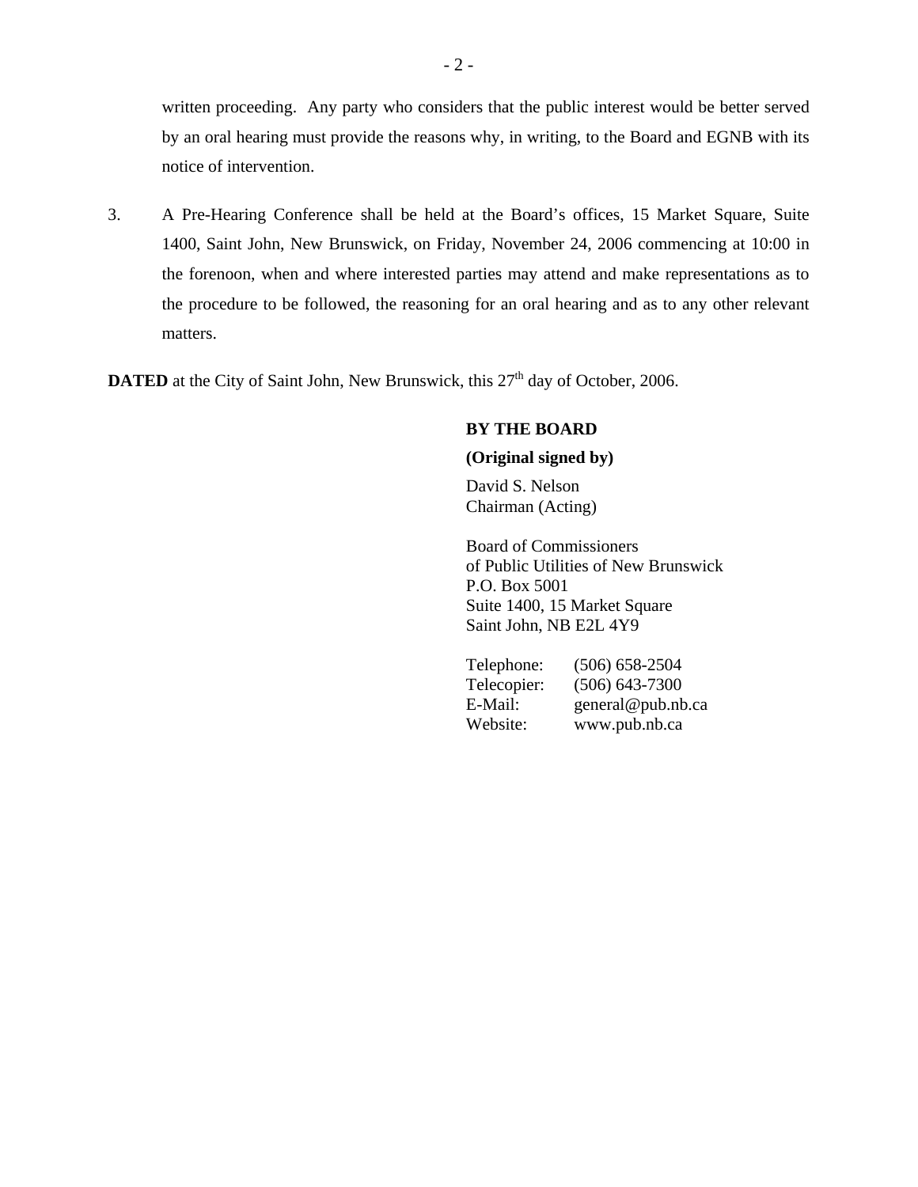written proceeding. Any party who considers that the public interest would be better served by an oral hearing must provide the reasons why, in writing, to the Board and EGNB with its notice of intervention.

3. A Pre-Hearing Conference shall be held at the Board's offices, 15 Market Square, Suite 1400, Saint John, New Brunswick, on Friday, November 24, 2006 commencing at 10:00 in the forenoon, when and where interested parties may attend and make representations as to the procedure to be followed, the reasoning for an oral hearing and as to any other relevant matters.

**DATED** at the City of Saint John, New Brunswick, this 27th day of October, 2006.

**BY THE BOARD**

**(Original signed by)**

David S. Nelson
Chairman (Acting)

Board of Commissioners
of Public Utilities of New Brunswick
P.O. Box 5001
Suite 1400, 15 Market Square
Saint John, NB E2L 4Y9

Telephone: (506) 658-2504
Telecopier: (506) 643-7300
E-Mail: general@pub.nb.ca
Website: www.pub.nb.ca